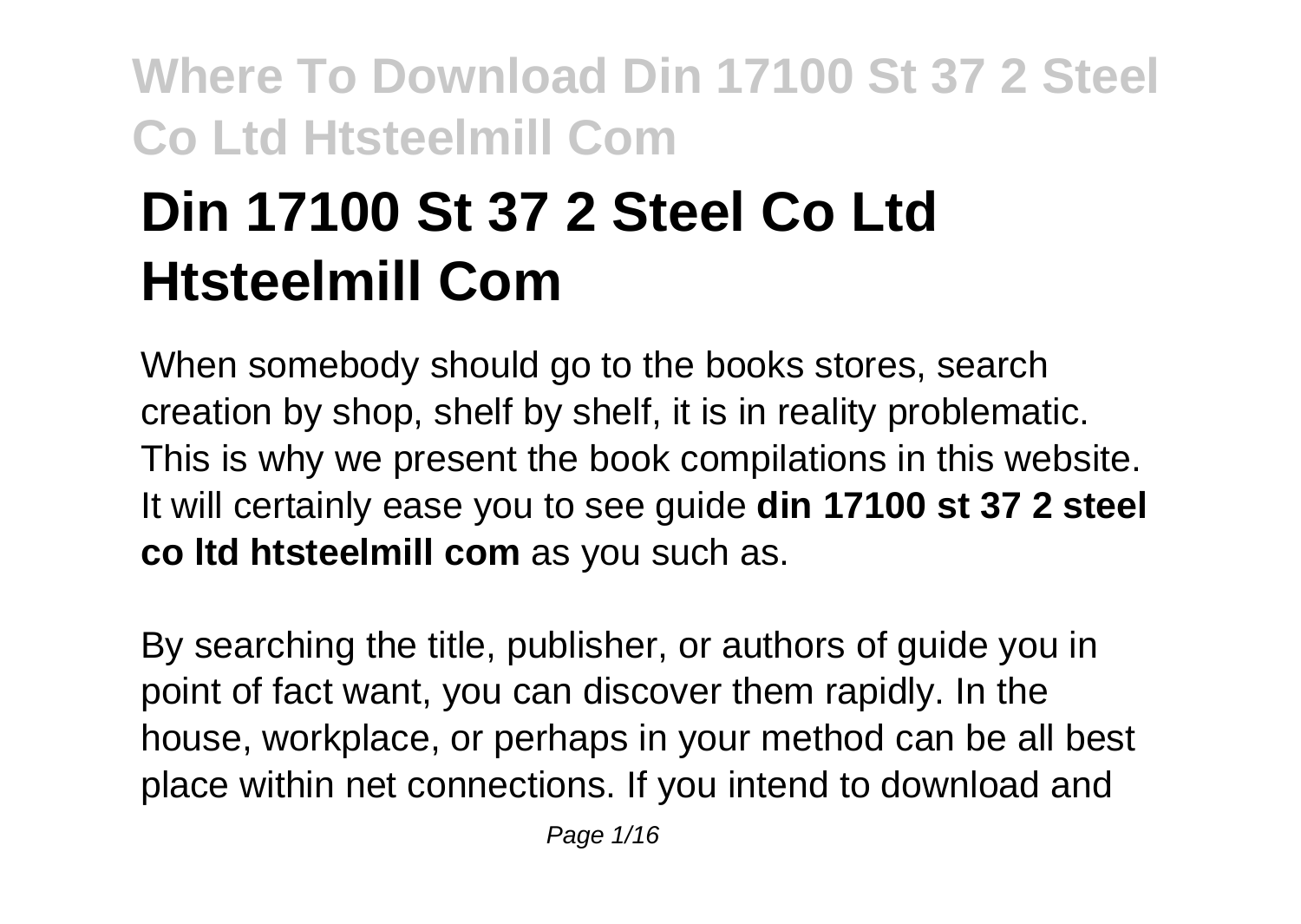# Din 17100 St 37 2 Steel Co Ltd Htsteelmill Com

When somebody should go to the books stores, search creation by shop, shelf by shelf, it is in reality problematic. This is why we present the book compilations in this website. It will certainly ease you to see guide **din 17100 st 37 2 steel co ltd htsteelmill com** as you such as.

By searching the title, publisher, or authors of guide you in point of fact want, you can discover them rapidly. In the house, workplace, or perhaps in your method can be all best place within net connections. If you intend to download and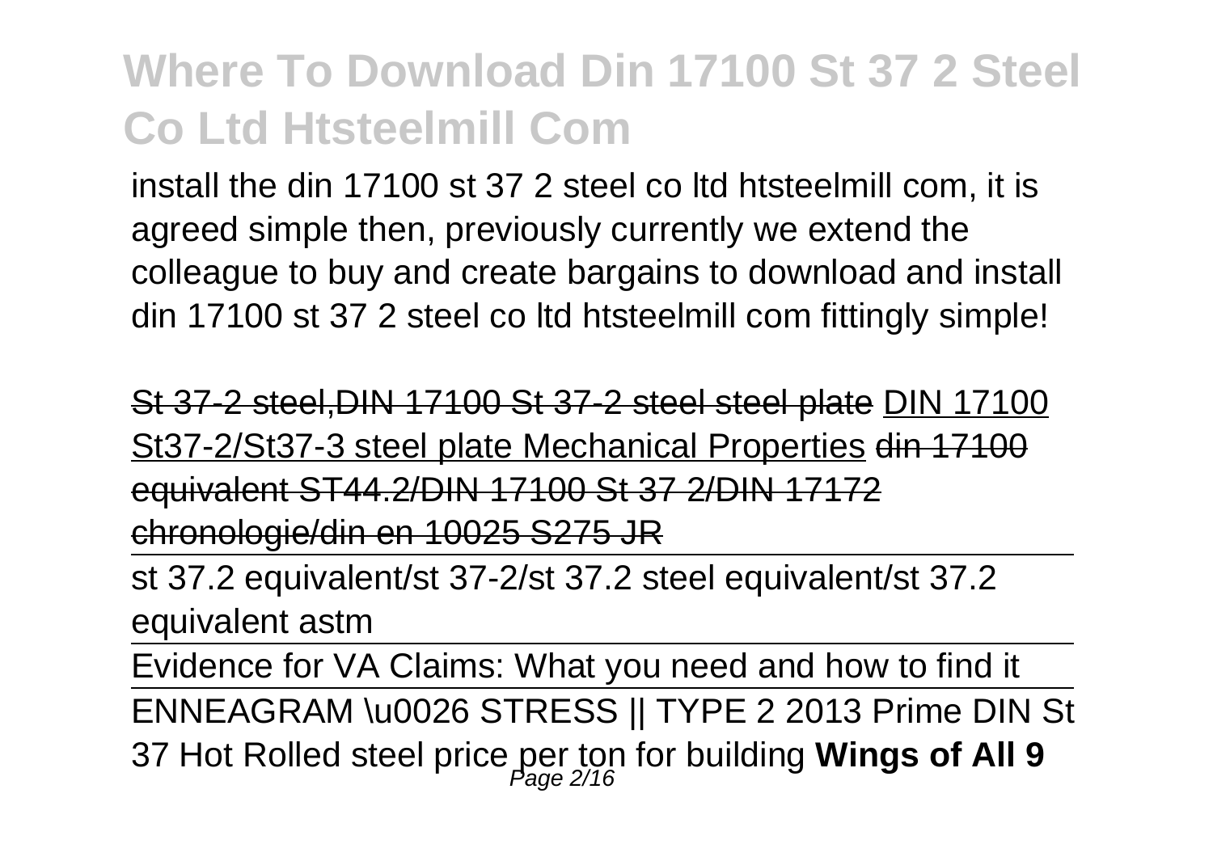install the din 17100 st 37 2 steel co ltd htsteelmill com, it is agreed simple then, previously currently we extend the colleague to buy and create bargains to download and install din 17100 st 37 2 steel co ltd htsteelmill com fittingly simple!

~~St 37-2 steel,DIN 17100 St 37-2 steel steel plate~~ DIN 17100 St37-2/St37-3 steel plate Mechanical Properties ~~din 17100 equivalent ST44.2/DIN 17100 St 37 2/DIN 17172 chronologie/din en 10025 S275 JR~~

st 37.2 equivalent/st 37-2/st 37.2 steel equivalent/st 37.2 equivalent astm

Evidence for VA Claims: What you need and how to find it

ENNEAGRAM \u0026 STRESS || TYPE 2 2013 Prime DIN St 37 Hot Rolled steel price per ton for building **Wings of All 9**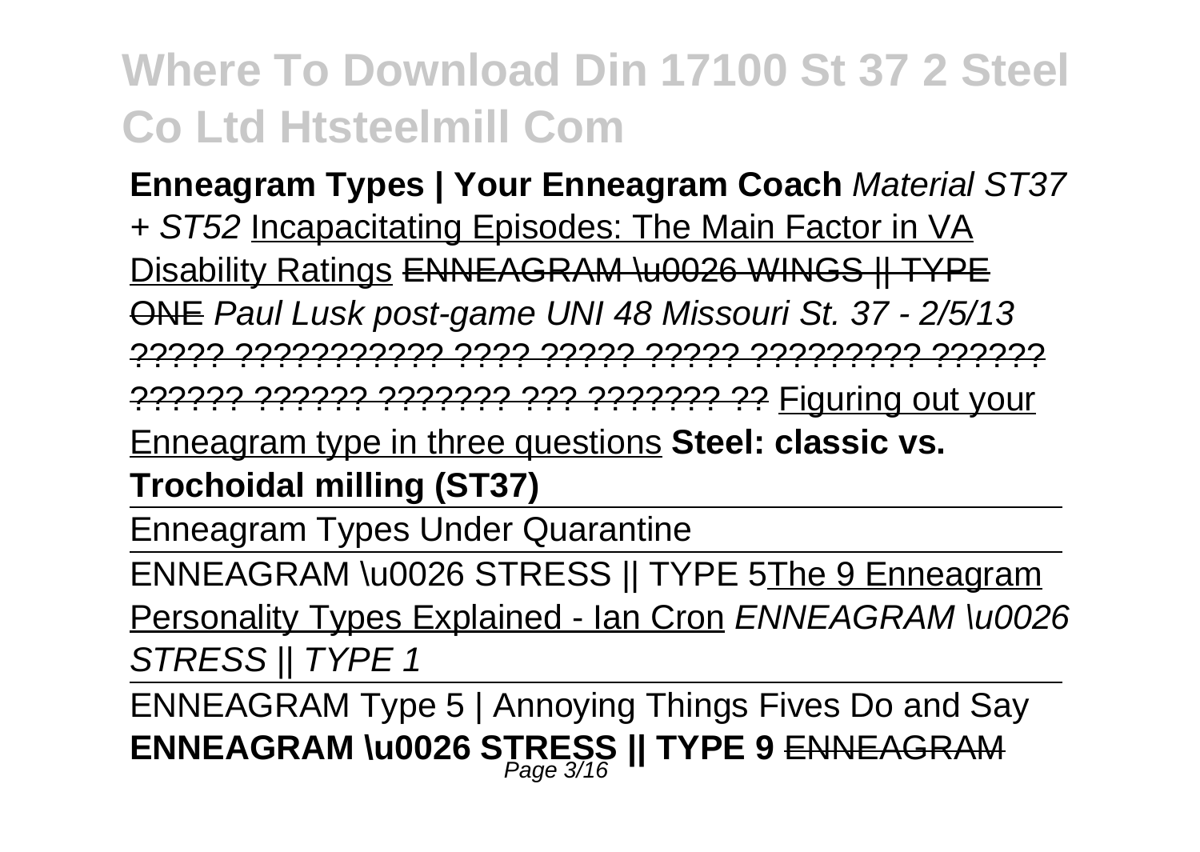**Enneagram Types | Your Enneagram Coach** *Material ST37 + ST52* Incapacitating Episodes: The Main Factor in VA Disability Ratings ~~ENNEAGRAM \u0026 WINGS || TYPE ONE~~ *Paul Lusk post-game UNI 48 Missouri St. 37 - 2/5/13* ~~????? ??????????? ???? ????? ????? ????????? ?????? ?????? ?????? ??????? ??? ??????? ??~~ Figuring out your Enneagram type in three questions **Steel: classic vs. Trochoidal milling (ST37)**

Enneagram Types Under Quarantine

ENNEAGRAM \u0026 STRESS || TYPE 5 The 9 Enneagram Personality Types Explained - Ian Cron *ENNEAGRAM \u0026 STRESS || TYPE 1*

ENNEAGRAM Type 5 | Annoying Things Fives Do and Say **ENNEAGRAM \u0026 STRESS || TYPE 9** ~~ENNEAGRAM~~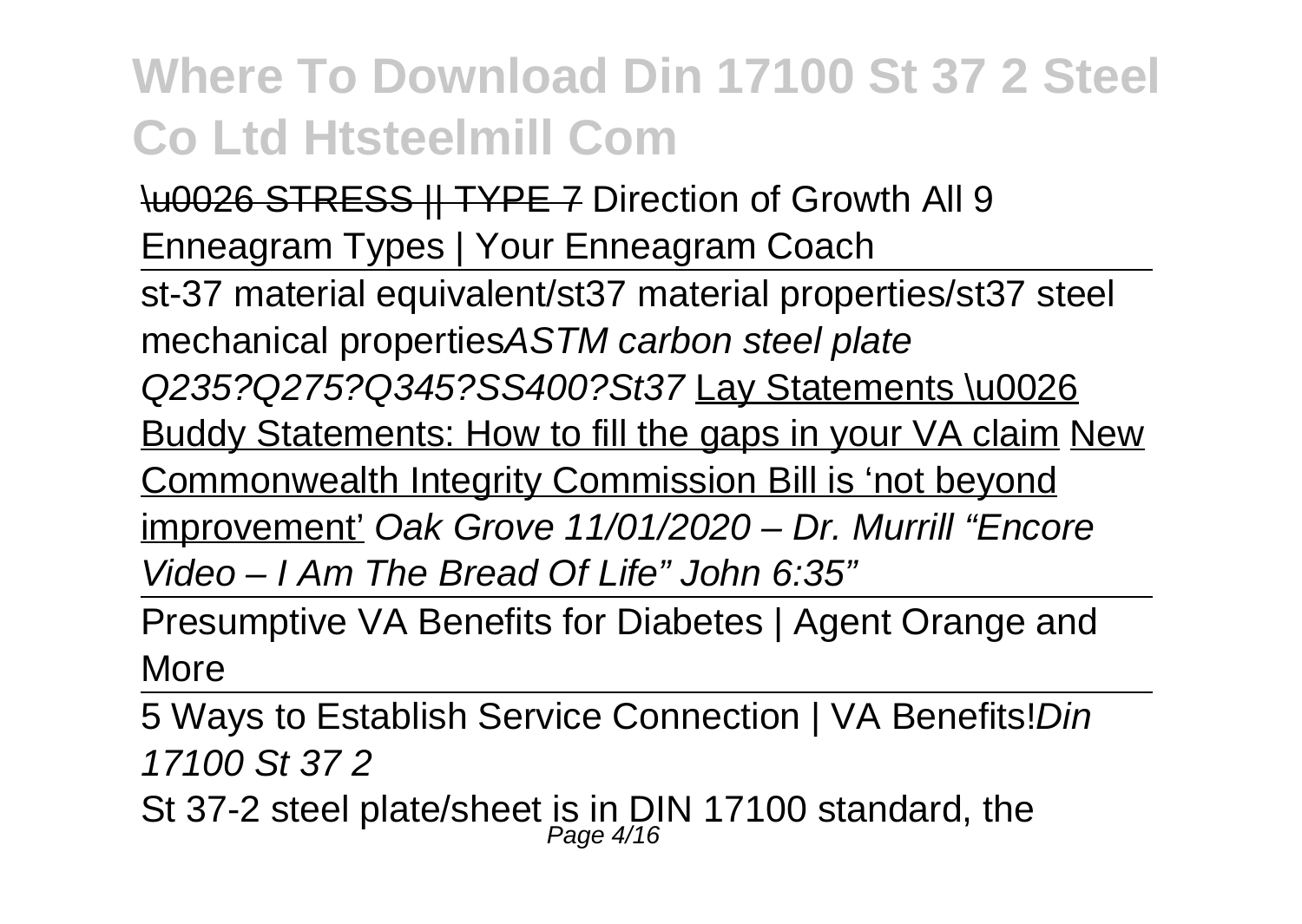# Where To Download Din 17100 St 37 2 Steel Co Ltd Htsteelmill Com

\u0026 STRESS || TYPE 7 Direction of Growth All 9 Enneagram Types | Your Enneagram Coach

st-37 material equivalent/st37 material properties/st37 steel mechanical properties*ASTM carbon steel plate Q235?Q275?Q345?SS400?St37* Lay Statements \u0026 Buddy Statements: How to fill the gaps in your VA claim New Commonwealth Integrity Commission Bill is 'not beyond improvement' *Oak Grove 11/01/2020 – Dr. Murrill "Encore Video – I Am The Bread Of Life" John 6:35"*

Presumptive VA Benefits for Diabetes | Agent Orange and More

5 Ways to Establish Service Connection | VA Benefits!*Din 17100 St 37 2*

St 37-2 steel plate/sheet is in DIN 17100 standard, the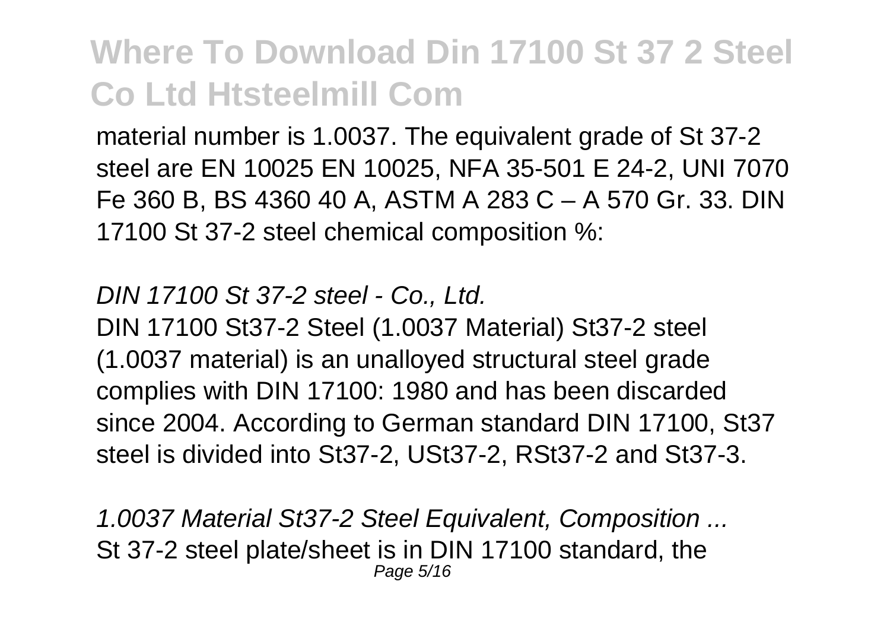material number is 1.0037. The equivalent grade of St 37-2 steel are EN 10025 EN 10025, NFA 35-501 E 24-2, UNI 7070 Fe 360 B, BS 4360 40 A, ASTM A 283 C – A 570 Gr. 33. DIN 17100 St 37-2 steel chemical composition %:

*DIN 17100 St 37-2 steel - Co., Ltd.*

DIN 17100 St37-2 Steel (1.0037 Material) St37-2 steel (1.0037 material) is an unalloyed structural steel grade complies with DIN 17100: 1980 and has been discarded since 2004. According to German standard DIN 17100, St37 steel is divided into St37-2, USt37-2, RSt37-2 and St37-3.

*1.0037 Material St37-2 Steel Equivalent, Composition ...*

St 37-2 steel plate/sheet is in DIN 17100 standard, the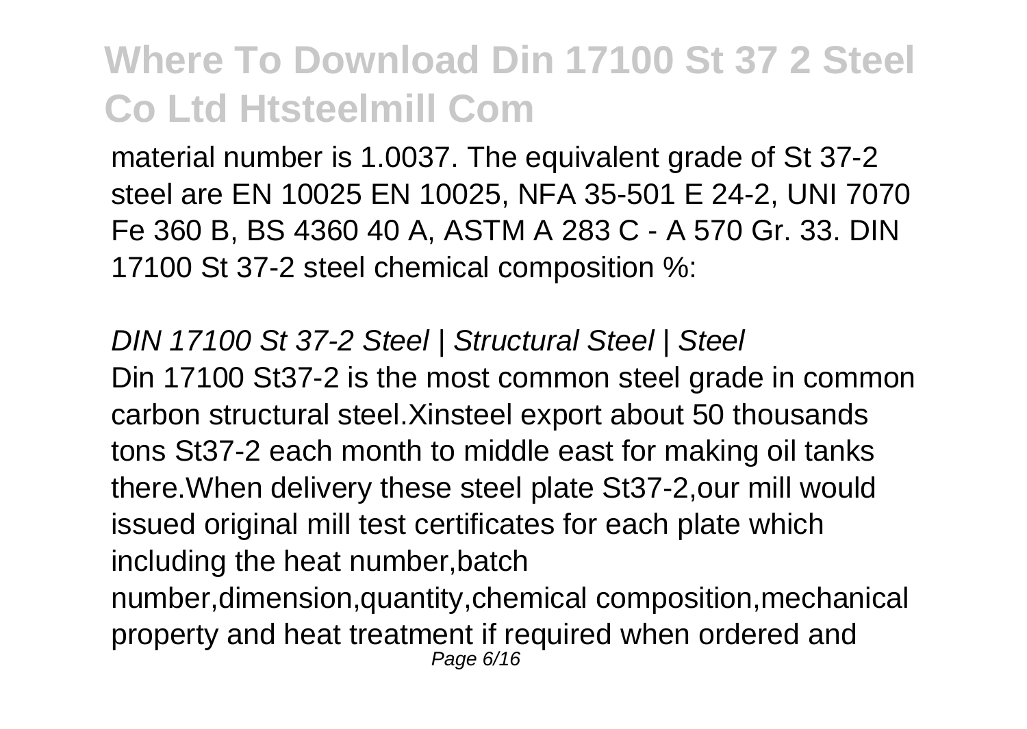# Where To Download Din 17100 St 37 2 Steel Co Ltd Htsteelmill Com

material number is 1.0037. The equivalent grade of St 37-2 steel are EN 10025 EN 10025, NFA 35-501 E 24-2, UNI 7070 Fe 360 B, BS 4360 40 A, ASTM A 283 C - A 570 Gr. 33. DIN 17100 St 37-2 steel chemical composition %:

*DIN 17100 St 37-2 Steel | Structural Steel | Steel*

Din 17100 St37-2 is the most common steel grade in common carbon structural steel.Xinsteel export about 50 thousands tons St37-2 each month to middle east for making oil tanks there.When delivery these steel plate St37-2,our mill would issued original mill test certificates for each plate which including the heat number,batch number,dimension,quantity,chemical composition,mechanical property and heat treatment if required when ordered and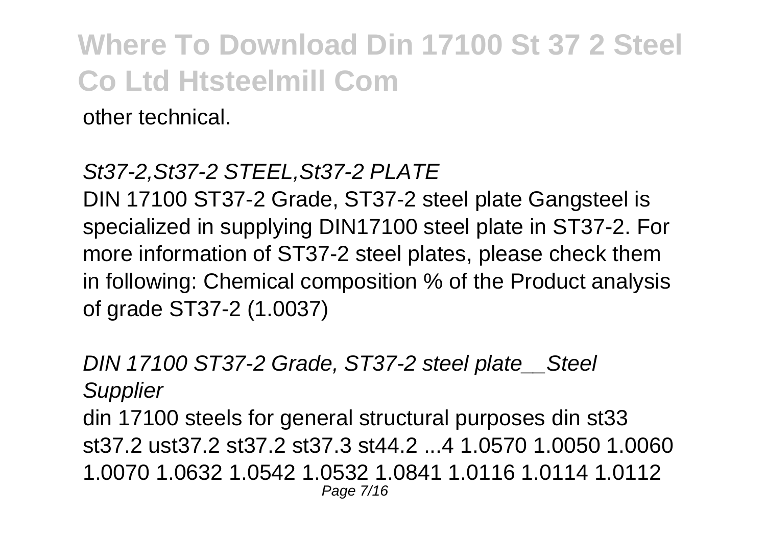other technical.

*St37-2,St37-2 STEEL,St37-2 PLATE*

DIN 17100 ST37-2 Grade, ST37-2 steel plate Gangsteel is specialized in supplying DIN17100 steel plate in ST37-2. For more information of ST37-2 steel plates, please check them in following: Chemical composition % of the Product analysis of grade ST37-2 (1.0037)

*DIN 17100 ST37-2 Grade, ST37-2 steel plate__Steel Supplier*

din 17100 steels for general structural purposes din st33 st37.2 ust37.2 st37.2 st37.3 st44.2 ...4 1.0570 1.0050 1.0060 1.0070 1.0632 1.0542 1.0532 1.0841 1.0116 1.0114 1.0112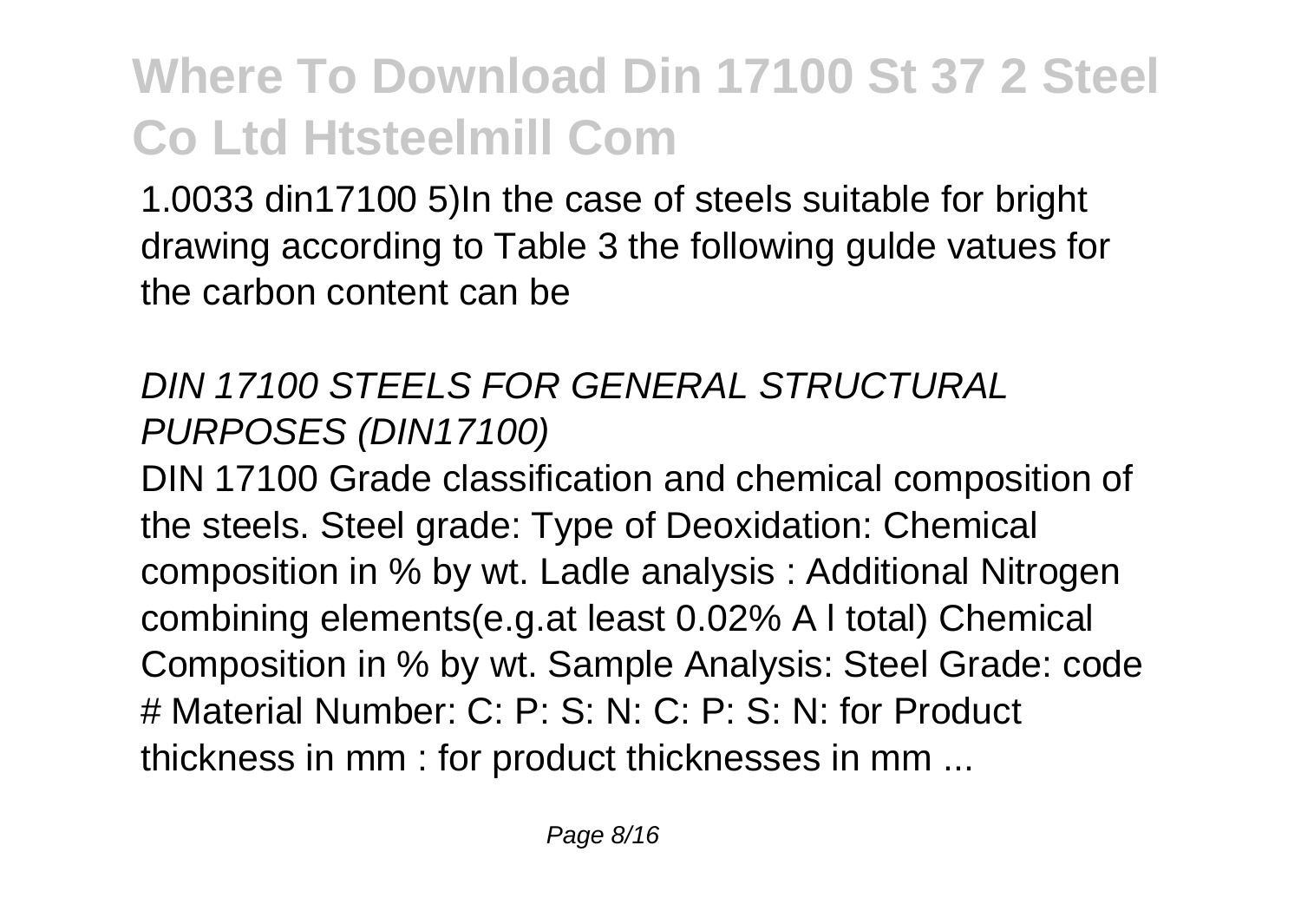1.0033 din17100 5)In the case of steels suitable for bright drawing according to Table 3 the following gulde vatues for the carbon content can be

## *DIN 17100 STEELS FOR GENERAL STRUCTURAL PURPOSES (DIN17100)*

DIN 17100 Grade classification and chemical composition of the steels. Steel grade: Type of Deoxidation: Chemical composition in % by wt. Ladle analysis : Additional Nitrogen combining elements(e.g.at least 0.02% A l total) Chemical Composition in % by wt. Sample Analysis: Steel Grade: code # Material Number: C: P: S: N: C: P: S: N: for Product thickness in mm : for product thicknesses in mm ...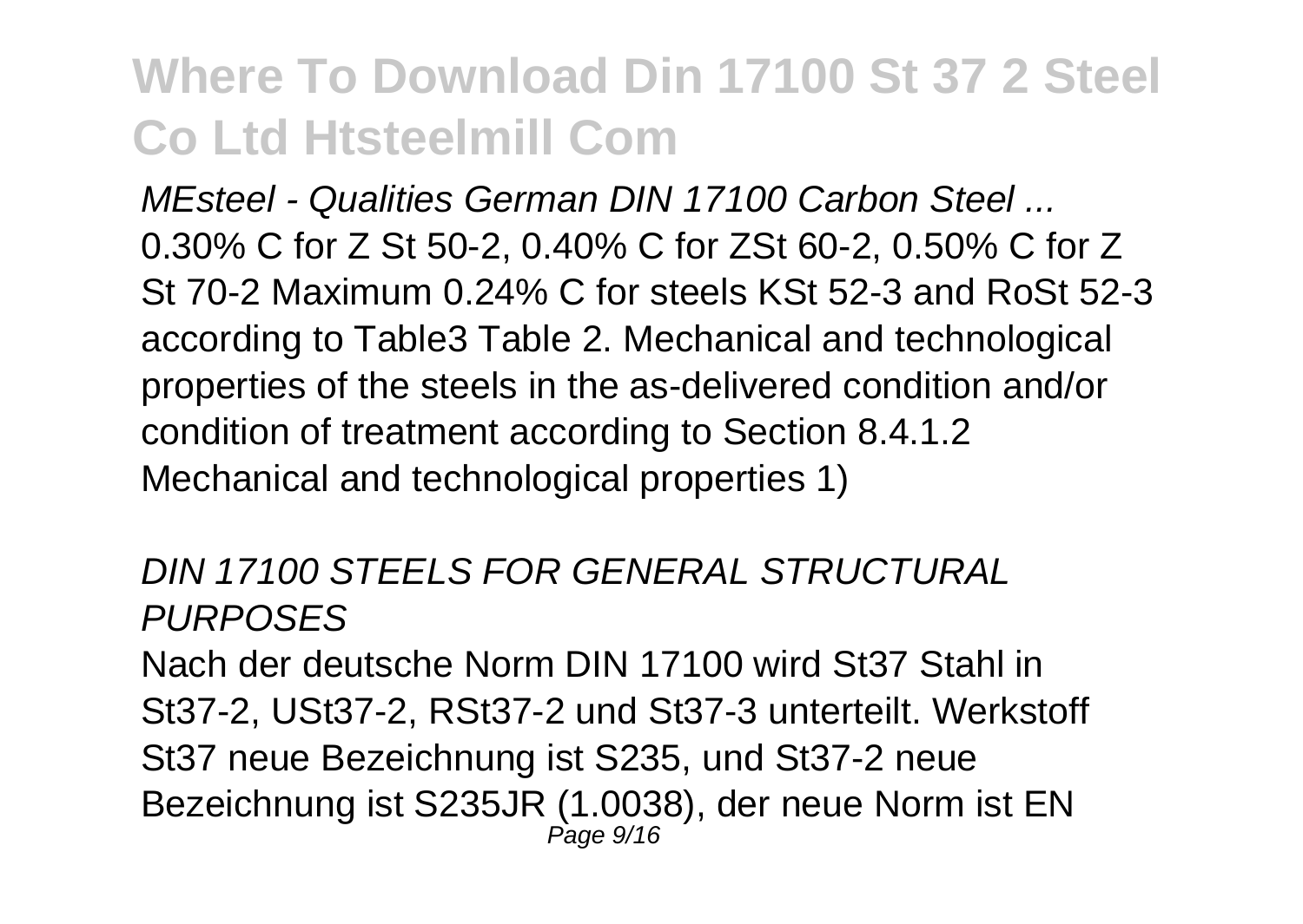## Where To Download Din 17100 St 37 2 Steel Co Ltd Htsteelmill Com

*MEsteel - Qualities German DIN 17100 Carbon Steel ...*
0.30% C for Z St 50-2, 0.40% C for ZSt 60-2, 0.50% C for Z St 70-2 Maximum 0.24% C for steels KSt 52-3 and RoSt 52-3 according to Table3 Table 2. Mechanical and technological properties of the steels in the as-delivered condition and/or condition of treatment according to Section 8.4.1.2 Mechanical and technological properties 1)

*DIN 17100 STEELS FOR GENERAL STRUCTURAL PURPOSES*
Nach der deutsche Norm DIN 17100 wird St37 Stahl in St37-2, USt37-2, RSt37-2 und St37-3 unterteilt. Werkstoff St37 neue Bezeichnung ist S235, und St37-2 neue Bezeichnung ist S235JR (1.0038), der neue Norm ist EN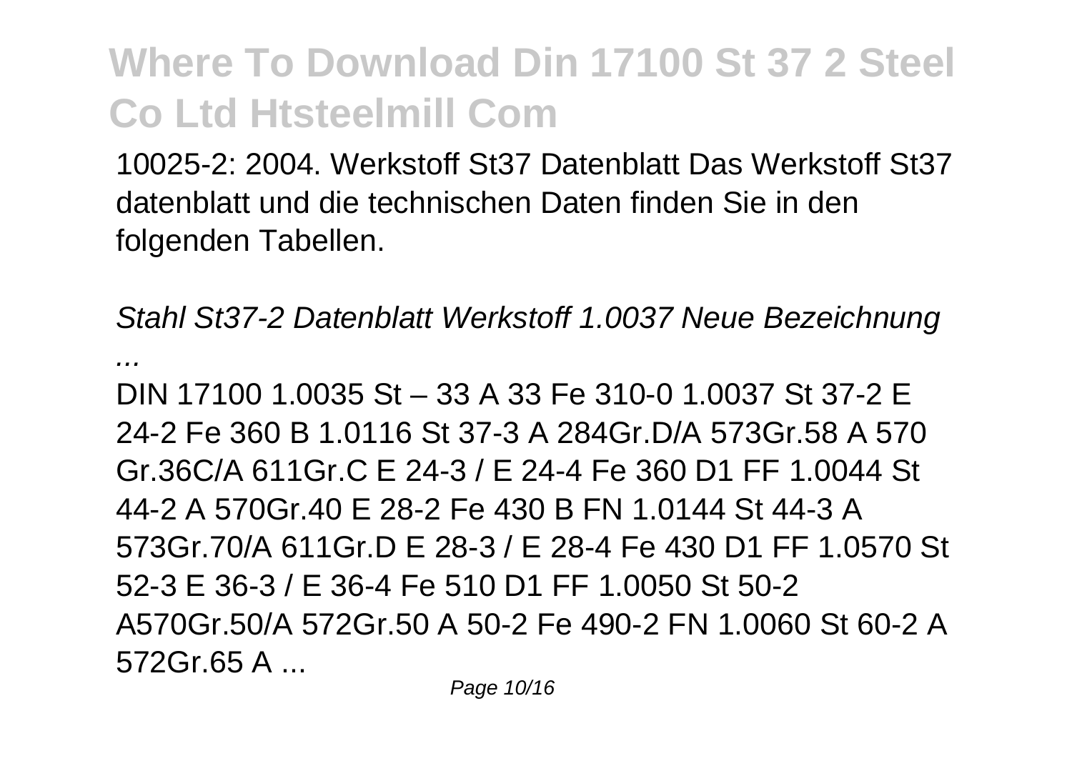10025-2: 2004. Werkstoff St37 Datenblatt Das Werkstoff St37 datenblatt und die technischen Daten finden Sie in den folgenden Tabellen.

*Stahl St37-2 Datenblatt Werkstoff 1.0037 Neue Bezeichnung ...*

DIN 17100 1.0035 St – 33 A 33 Fe 310-0 1.0037 St 37-2 E 24-2 Fe 360 B 1.0116 St 37-3 A 284Gr.D/A 573Gr.58 A 570 Gr.36C/A 611Gr.C E 24-3 / E 24-4 Fe 360 D1 FF 1.0044 St 44-2 A 570Gr.40 E 28-2 Fe 430 B FN 1.0144 St 44-3 A 573Gr.70/A 611Gr.D E 28-3 / E 28-4 Fe 430 D1 FF 1.0570 St 52-3 E 36-3 / E 36-4 Fe 510 D1 FF 1.0050 St 50-2 A570Gr.50/A 572Gr.50 A 50-2 Fe 490-2 FN 1.0060 St 60-2 A 572Gr.65 A ...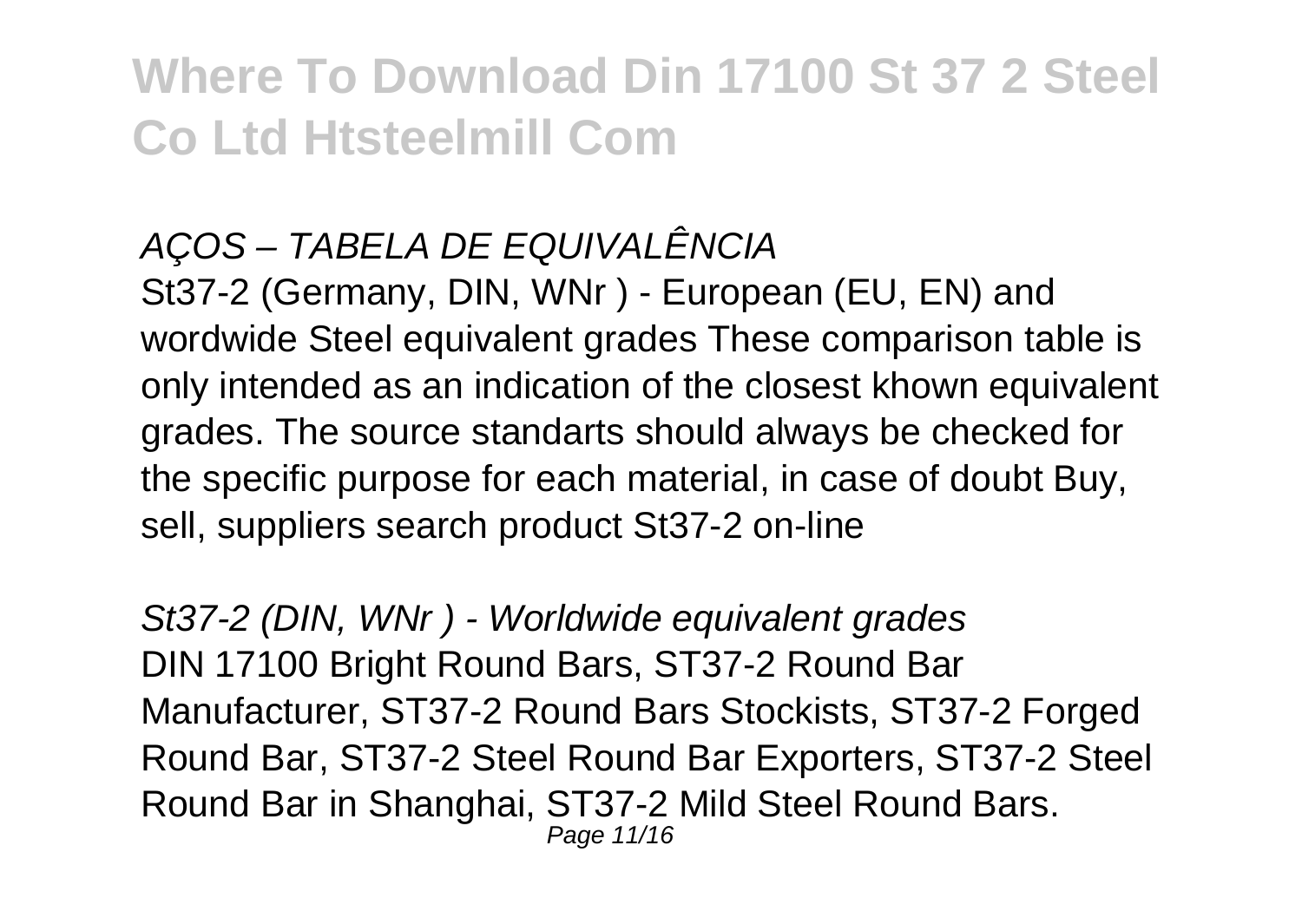## AÇOS – TABELA DE EQUIVALÊNCIA

St37-2 (Germany, DIN, WNr ) - European (EU, EN) and wordwide Steel equivalent grades These comparison table is only intended as an indication of the closest khown equivalent grades. The source standarts should always be checked for the specific purpose for each material, in case of doubt Buy, sell, suppliers search product St37-2 on-line

## *St37-2 (DIN, WNr ) - Worldwide equivalent grades*

DIN 17100 Bright Round Bars, ST37-2 Round Bar Manufacturer, ST37-2 Round Bars Stockists, ST37-2 Forged Round Bar, ST37-2 Steel Round Bar Exporters, ST37-2 Steel Round Bar in Shanghai, ST37-2 Mild Steel Round Bars.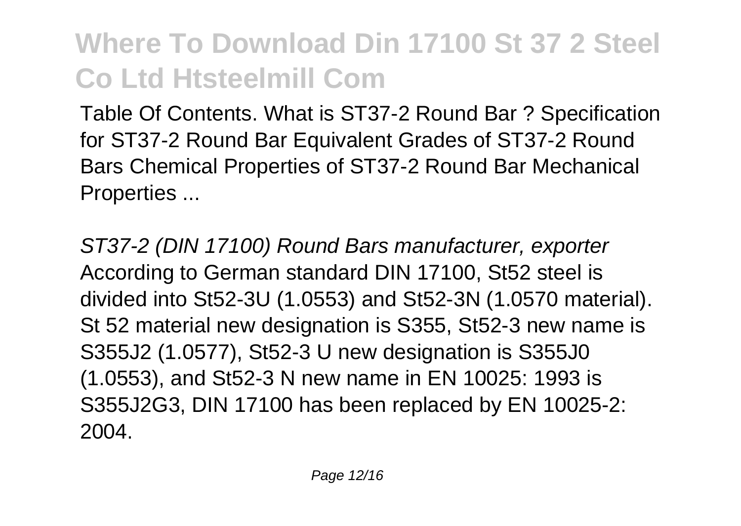Table Of Contents. What is ST37-2 Round Bar ? Specification for ST37-2 Round Bar Equivalent Grades of ST37-2 Round Bars Chemical Properties of ST37-2 Round Bar Mechanical Properties ...

*ST37-2 (DIN 17100) Round Bars manufacturer, exporter*

According to German standard DIN 17100, St52 steel is divided into St52-3U (1.0553) and St52-3N (1.0570 material). St 52 material new designation is S355, St52-3 new name is S355J2 (1.0577), St52-3 U new designation is S355J0 (1.0553), and St52-3 N new name in EN 10025: 1993 is S355J2G3, DIN 17100 has been replaced by EN 10025-2: 2004.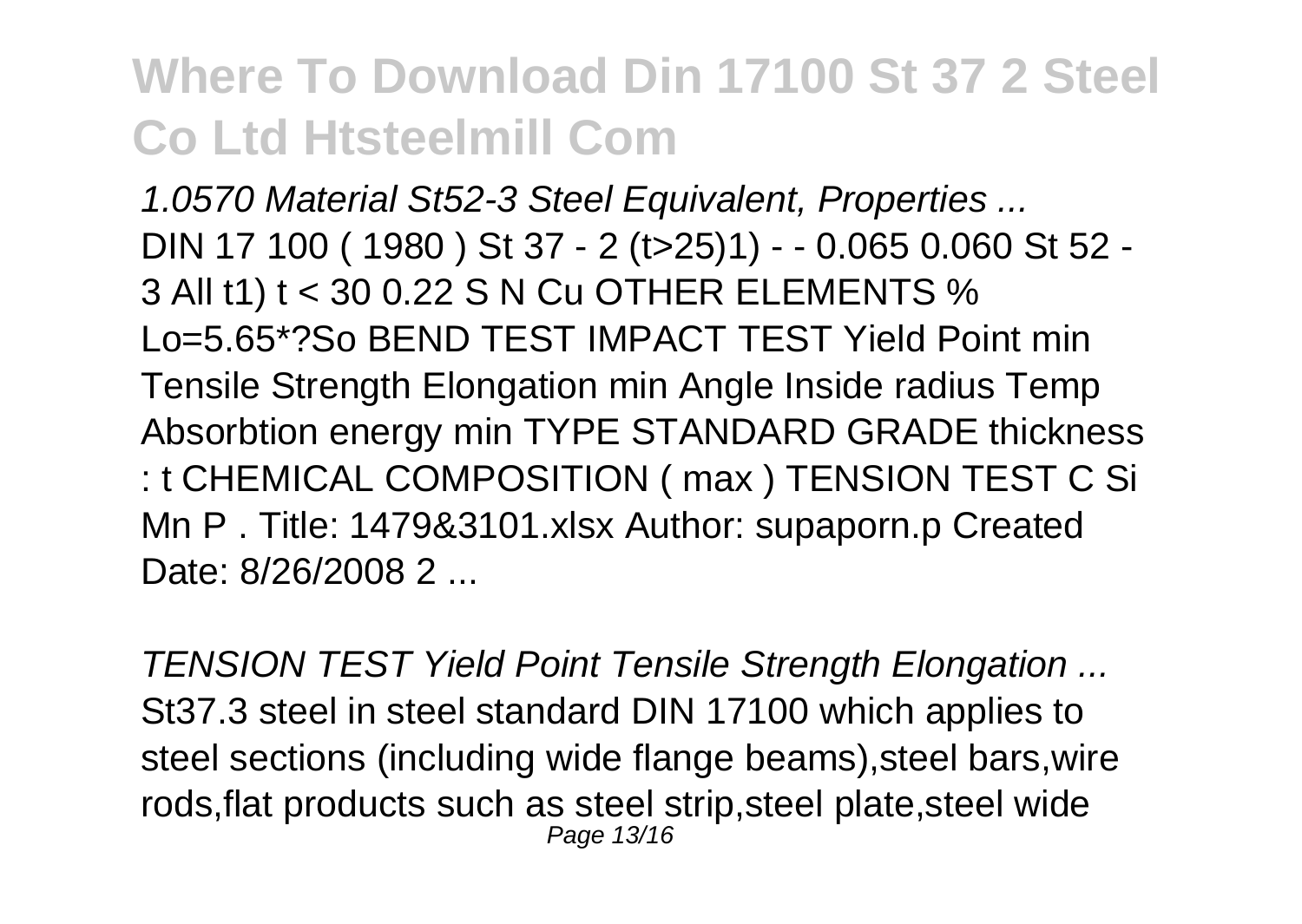## Where To Download Din 17100 St 37 2 Steel Co Ltd Htsteelmill Com

*1.0570 Material St52-3 Steel Equivalent, Properties ...*
DIN 17 100 ( 1980 ) St 37 - 2 (t>25)1) - - 0.065 0.060 St 52 - 3 All t1) t < 30 0.22 S N Cu OTHER ELEMENTS % Lo=5.65*?So BEND TEST IMPACT TEST Yield Point min Tensile Strength Elongation min Angle Inside radius Temp Absorbtion energy min TYPE STANDARD GRADE thickness : t CHEMICAL COMPOSITION ( max ) TENSION TEST C Si Mn P . Title: 1479&3101.xlsx Author: supaporn.p Created Date: 8/26/2008 2 ...

*TENSION TEST Yield Point Tensile Strength Elongation ...*
St37.3 steel in steel standard DIN 17100 which applies to steel sections (including wide flange beams),steel bars,wire rods,flat products such as steel strip,steel plate,steel wide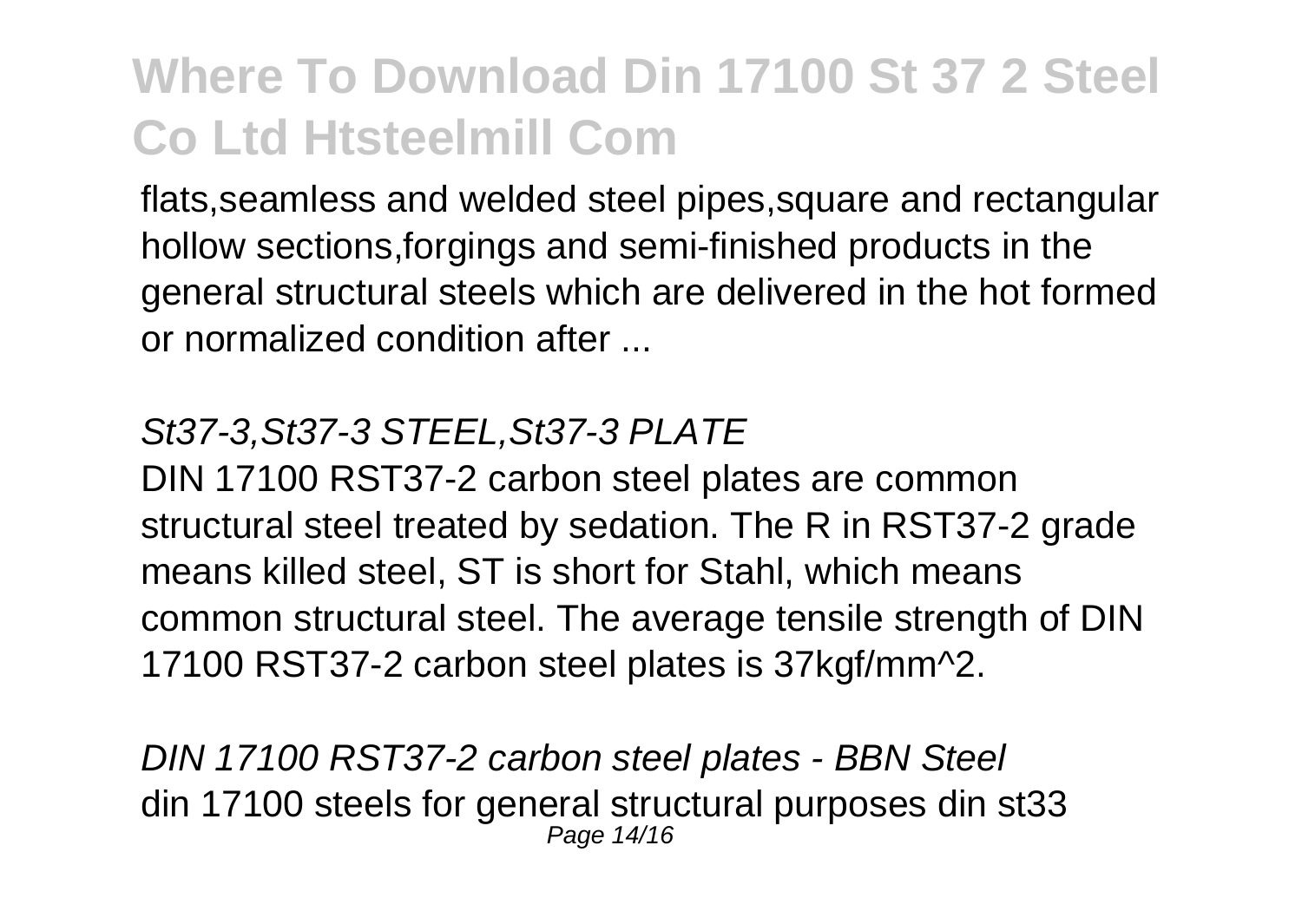# Where To Download Din 17100 St 37 2 Steel Co Ltd Htsteelmill Com

flats,seamless and welded steel pipes,square and rectangular hollow sections,forgings and semi-finished products in the general structural steels which are delivered in the hot formed or normalized condition after ...

*St37-3,St37-3 STEEL,St37-3 PLATE*

DIN 17100 RST37-2 carbon steel plates are common structural steel treated by sedation. The R in RST37-2 grade means killed steel, ST is short for Stahl, which means common structural steel. The average tensile strength of DIN 17100 RST37-2 carbon steel plates is 37kgf/mm^2.

*DIN 17100 RST37-2 carbon steel plates - BBN Steel*

din 17100 steels for general structural purposes din st33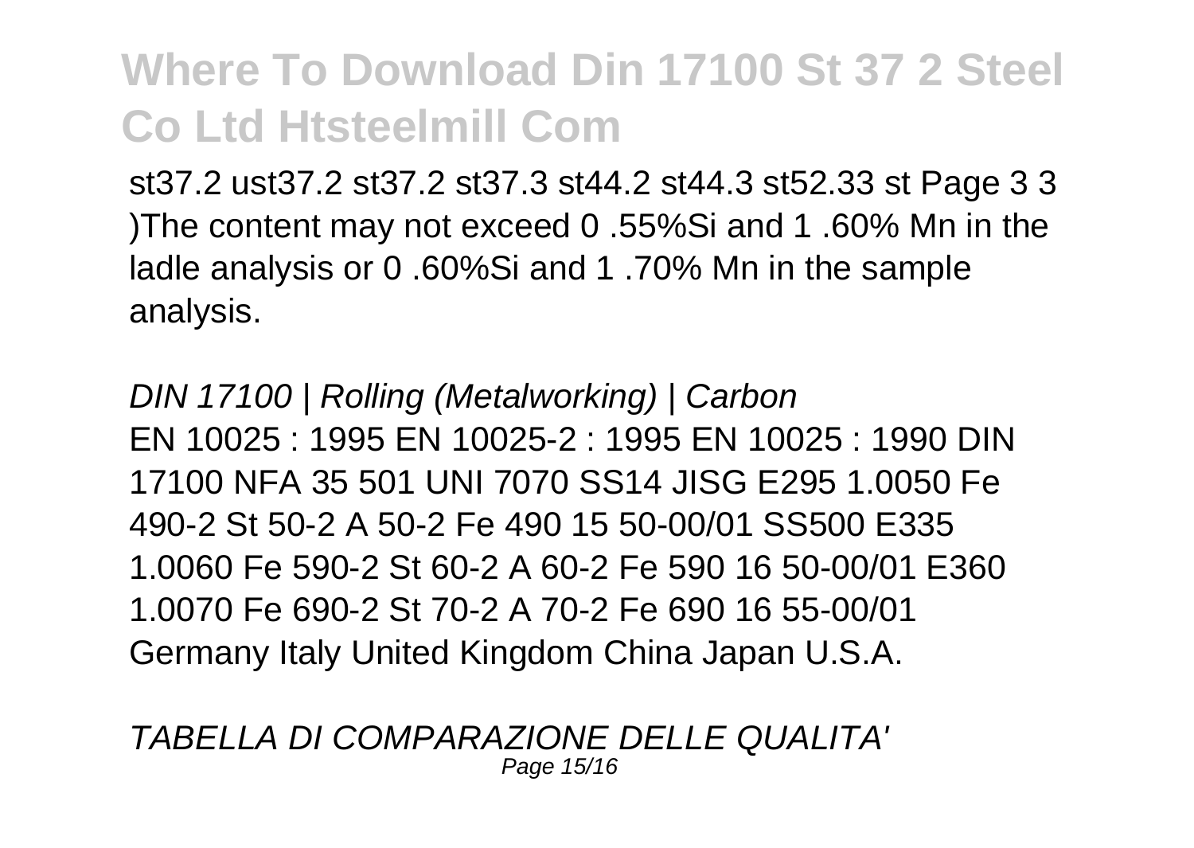## Where To Download Din 17100 St 37 2 Steel Co Ltd Htsteelmill Com

st37.2 ust37.2 st37.2 st37.3 st44.2 st44.3 st52.33 st Page 3 3 )The content may not exceed 0 .55%Si and 1 .60% Mn in the ladle analysis or 0 .60%Si and 1 .70% Mn in the sample analysis.

*DIN 17100 | Rolling (Metalworking) | Carbon*

EN 10025 : 1995 EN 10025-2 : 1995 EN 10025 : 1990 DIN 17100 NFA 35 501 UNI 7070 SS14 JISG E295 1.0050 Fe 490-2 St 50-2 A 50-2 Fe 490 15 50-00/01 SS500 E335 1.0060 Fe 590-2 St 60-2 A 60-2 Fe 590 16 50-00/01 E360 1.0070 Fe 690-2 St 70-2 A 70-2 Fe 690 16 55-00/01 Germany Italy United Kingdom China Japan U.S.A.

*TABELLA DI COMPARAZIONE DELLE QUALITA'*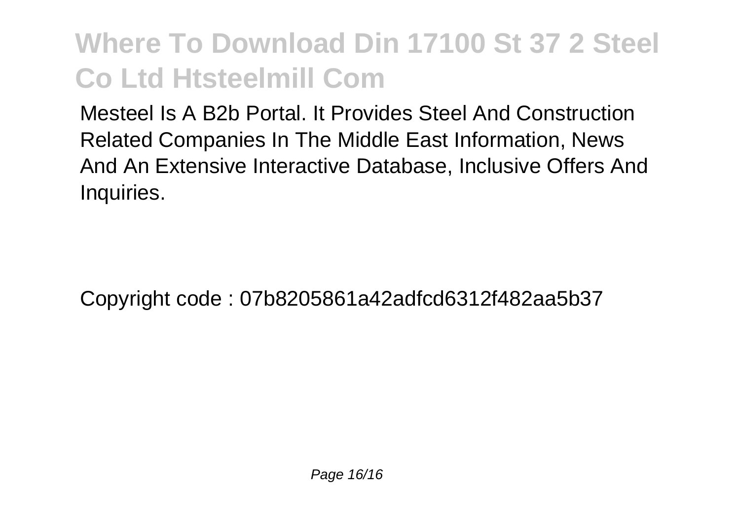Mesteel Is A B2b Portal. It Provides Steel And Construction Related Companies In The Middle East Information, News And An Extensive Interactive Database, Inclusive Offers And Inquiries.

Copyright code : 07b8205861a42adfcd6312f482aa5b37